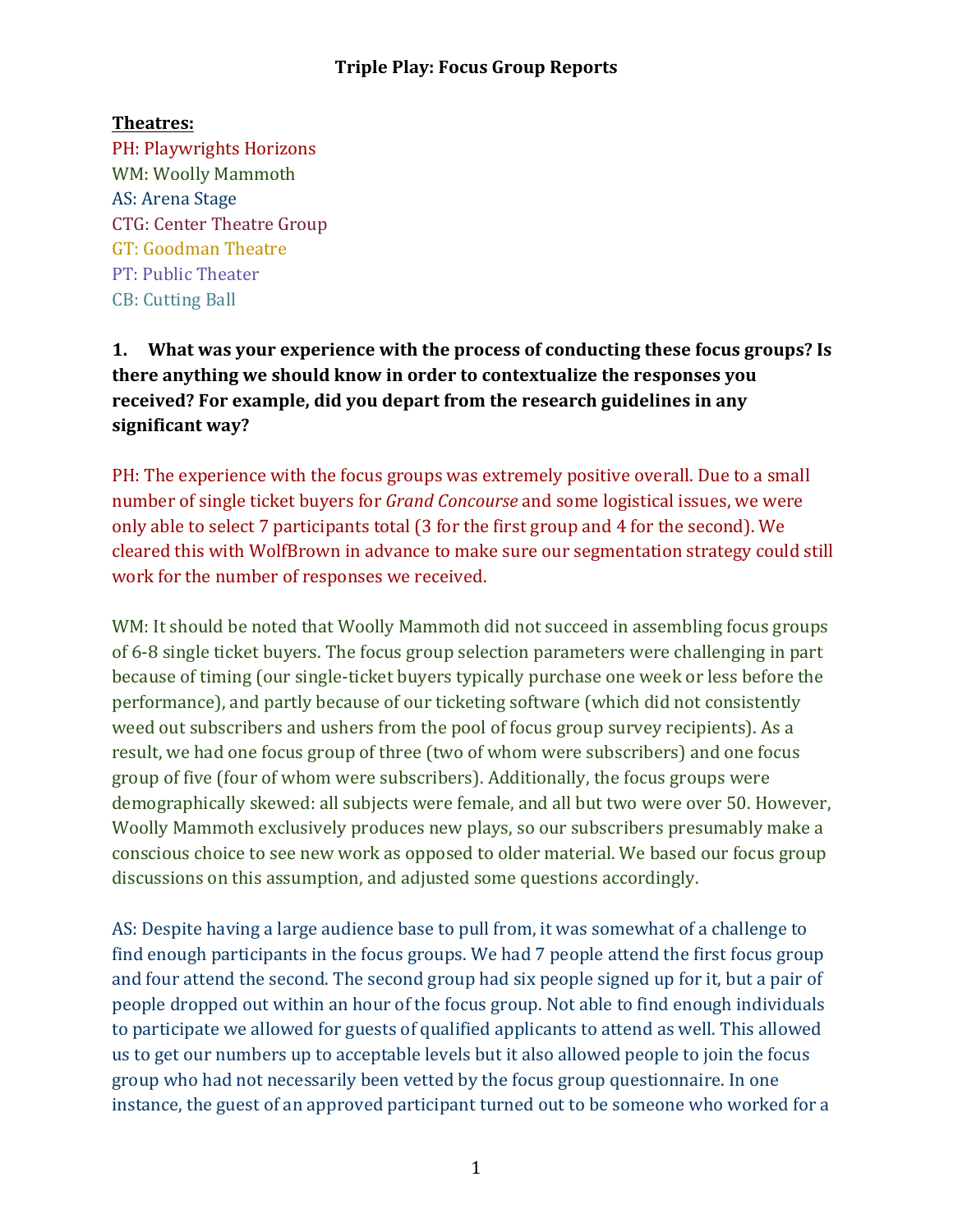# Triple Play: Focus Group Reports

**Theatres:**

PH: Playwrights Horizons
WM: Woolly Mammoth
AS: Arena Stage
CTG: Center Theatre Group
GT: Goodman Theatre
PT: Public Theater
CB: Cutting Ball

**1. What was your experience with the process of conducting these focus groups? Is there anything we should know in order to contextualize the responses you received? For example, did you depart from the research guidelines in any significant way?**

PH: The experience with the focus groups was extremely positive overall. Due to a small number of single ticket buyers for *Grand Concourse* and some logistical issues, we were only able to select 7 participants total (3 for the first group and 4 for the second). We cleared this with WolfBrown in advance to make sure our segmentation strategy could still work for the number of responses we received.

WM: It should be noted that Woolly Mammoth did not succeed in assembling focus groups of 6-8 single ticket buyers. The focus group selection parameters were challenging in part because of timing (our single-ticket buyers typically purchase one week or less before the performance), and partly because of our ticketing software (which did not consistently weed out subscribers and ushers from the pool of focus group survey recipients). As a result, we had one focus group of three (two of whom were subscribers) and one focus group of five (four of whom were subscribers). Additionally, the focus groups were demographically skewed: all subjects were female, and all but two were over 50. However, Woolly Mammoth exclusively produces new plays, so our subscribers presumably make a conscious choice to see new work as opposed to older material. We based our focus group discussions on this assumption, and adjusted some questions accordingly.

AS: Despite having a large audience base to pull from, it was somewhat of a challenge to find enough participants in the focus groups. We had 7 people attend the first focus group and four attend the second. The second group had six people signed up for it, but a pair of people dropped out within an hour of the focus group. Not able to find enough individuals to participate we allowed for guests of qualified applicants to attend as well. This allowed us to get our numbers up to acceptable levels but it also allowed people to join the focus group who had not necessarily been vetted by the focus group questionnaire. In one instance, the guest of an approved participant turned out to be someone who worked for a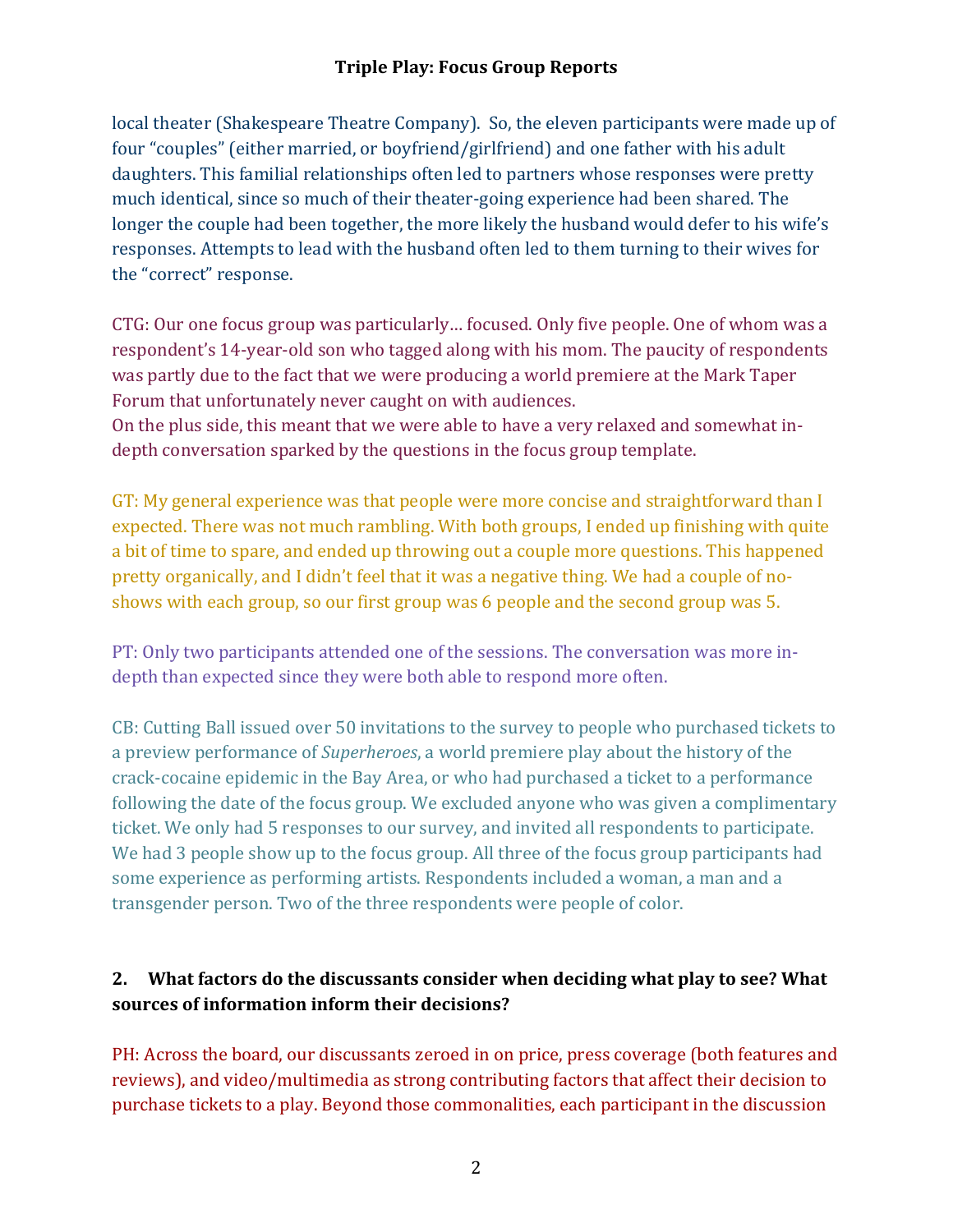local theater (Shakespeare Theatre Company). So, the eleven participants were made up of four "couples" (either married, or boyfriend/girlfriend) and one father with his adult daughters. This familial relationships often led to partners whose responses were pretty much identical, since so much of their theater-going experience had been shared. The longer the couple had been together, the more likely the husband would defer to his wife's responses. Attempts to lead with the husband often led to them turning to their wives for the "correct" response.

CTG: Our one focus group was particularly… focused. Only five people. One of whom was a respondent's 14-year-old son who tagged along with his mom. The paucity of respondents was partly due to the fact that we were producing a world premiere at the Mark Taper Forum that unfortunately never caught on with audiences.
On the plus side, this meant that we were able to have a very relaxed and somewhat in-depth conversation sparked by the questions in the focus group template.

GT: My general experience was that people were more concise and straightforward than I expected. There was not much rambling. With both groups, I ended up finishing with quite a bit of time to spare, and ended up throwing out a couple more questions. This happened pretty organically, and I didn't feel that it was a negative thing. We had a couple of no-shows with each group, so our first group was 6 people and the second group was 5.

PT: Only two participants attended one of the sessions. The conversation was more in-depth than expected since they were both able to respond more often.

CB: Cutting Ball issued over 50 invitations to the survey to people who purchased tickets to a preview performance of *Superheroes*, a world premiere play about the history of the crack-cocaine epidemic in the Bay Area, or who had purchased a ticket to a performance following the date of the focus group. We excluded anyone who was given a complimentary ticket. We only had 5 responses to our survey, and invited all respondents to participate. We had 3 people show up to the focus group. All three of the focus group participants had some experience as performing artists. Respondents included a woman, a man and a transgender person. Two of the three respondents were people of color.

**2. What factors do the discussants consider when deciding what play to see? What sources of information inform their decisions?**

PH: Across the board, our discussants zeroed in on price, press coverage (both features and reviews), and video/multimedia as strong contributing factors that affect their decision to purchase tickets to a play. Beyond those commonalities, each participant in the discussion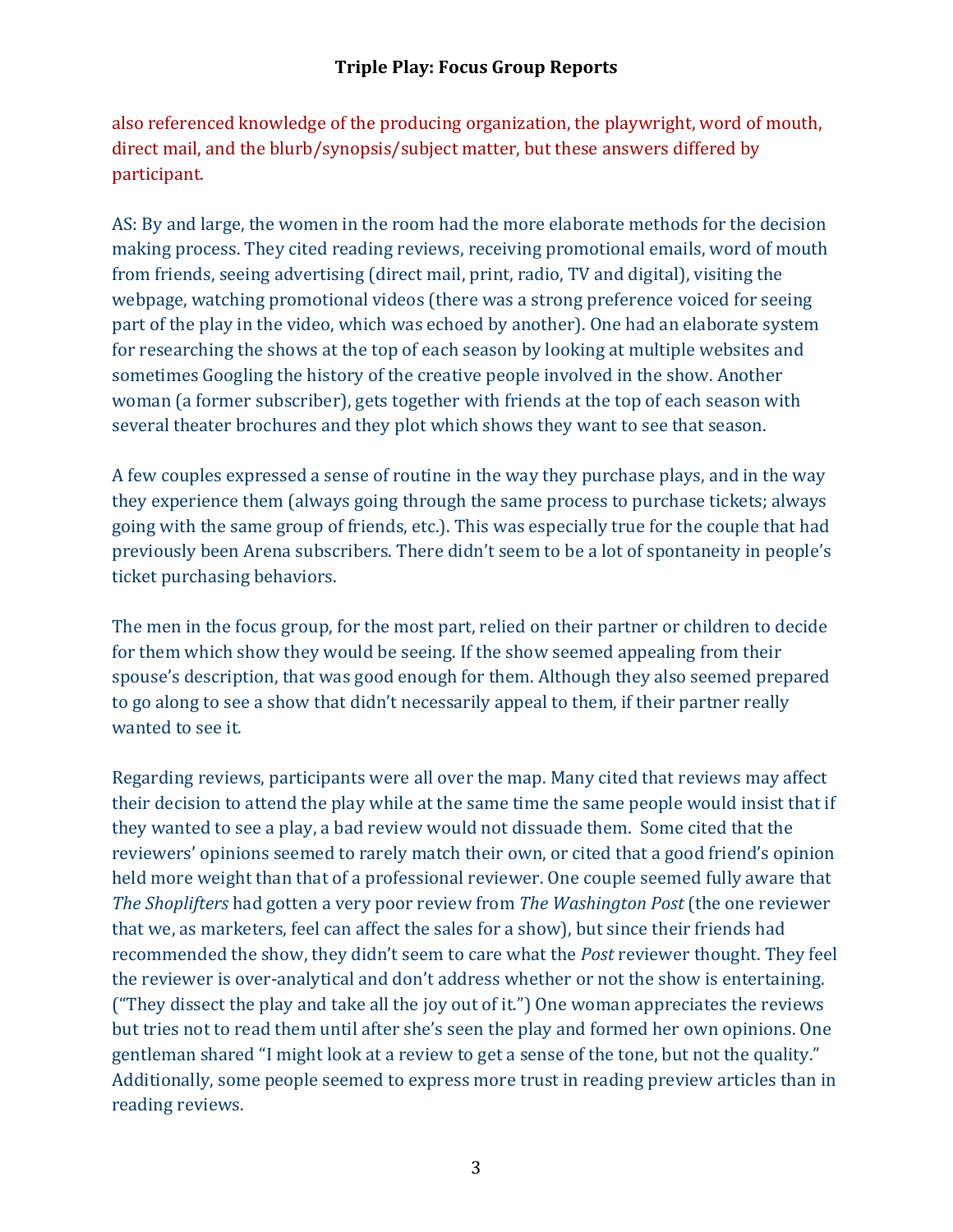also referenced knowledge of the producing organization, the playwright, word of mouth, direct mail, and the blurb/synopsis/subject matter, but these answers differed by participant.

AS: By and large, the women in the room had the more elaborate methods for the decision making process. They cited reading reviews, receiving promotional emails, word of mouth from friends, seeing advertising (direct mail, print, radio, TV and digital), visiting the webpage, watching promotional videos (there was a strong preference voiced for seeing part of the play in the video, which was echoed by another). One had an elaborate system for researching the shows at the top of each season by looking at multiple websites and sometimes Googling the history of the creative people involved in the show. Another woman (a former subscriber), gets together with friends at the top of each season with several theater brochures and they plot which shows they want to see that season.

A few couples expressed a sense of routine in the way they purchase plays, and in the way they experience them (always going through the same process to purchase tickets; always going with the same group of friends, etc.). This was especially true for the couple that had previously been Arena subscribers. There didn't seem to be a lot of spontaneity in people's ticket purchasing behaviors.

The men in the focus group, for the most part, relied on their partner or children to decide for them which show they would be seeing. If the show seemed appealing from their spouse's description, that was good enough for them. Although they also seemed prepared to go along to see a show that didn't necessarily appeal to them, if their partner really wanted to see it.

Regarding reviews, participants were all over the map. Many cited that reviews may affect their decision to attend the play while at the same time the same people would insist that if they wanted to see a play, a bad review would not dissuade them. Some cited that the reviewers' opinions seemed to rarely match their own, or cited that a good friend's opinion held more weight than that of a professional reviewer. One couple seemed fully aware that *The Shoplifters* had gotten a very poor review from *The Washington Post* (the one reviewer that we, as marketers, feel can affect the sales for a show), but since their friends had recommended the show, they didn't seem to care what the *Post* reviewer thought. They feel the reviewer is over-analytical and don't address whether or not the show is entertaining. ("They dissect the play and take all the joy out of it.") One woman appreciates the reviews but tries not to read them until after she's seen the play and formed her own opinions. One gentleman shared "I might look at a review to get a sense of the tone, but not the quality." Additionally, some people seemed to express more trust in reading preview articles than in reading reviews.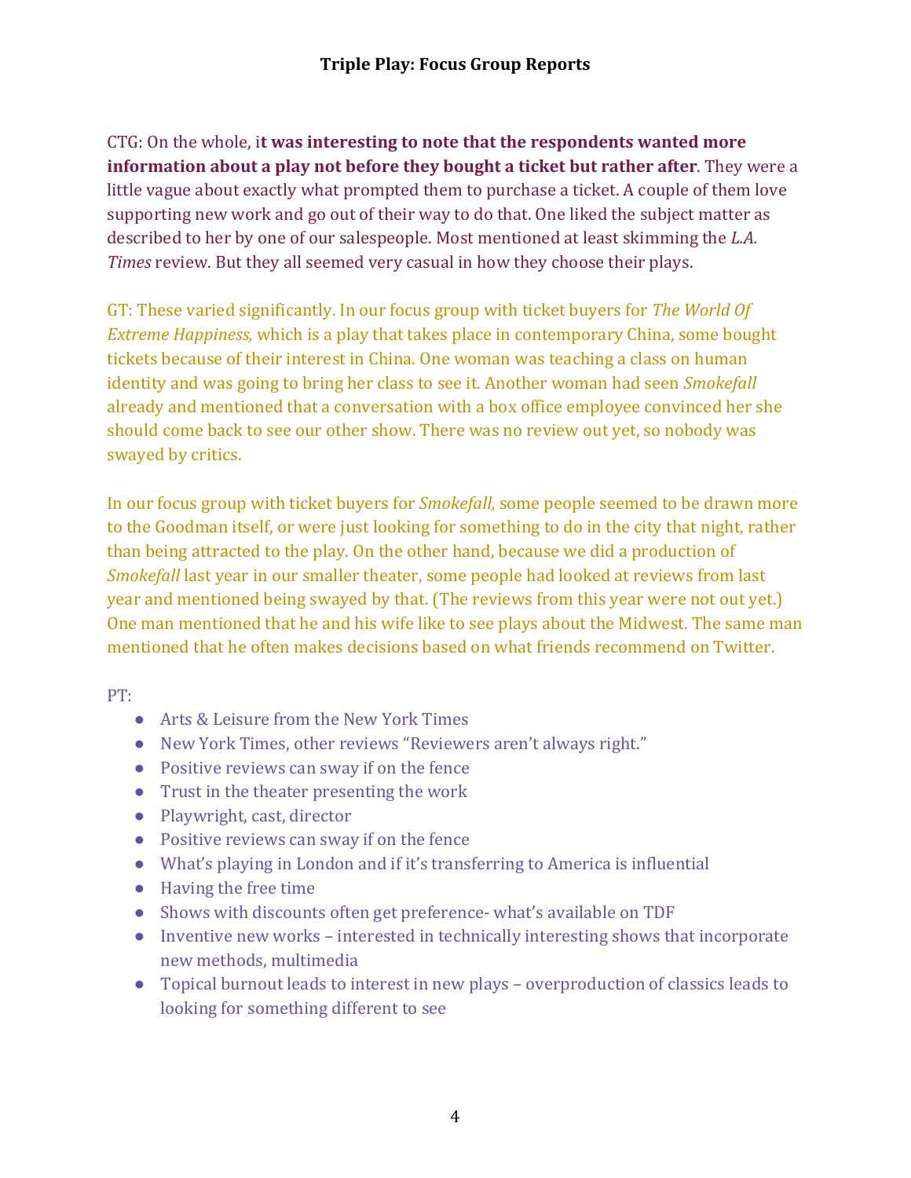CTG: On the whole, i**t was interesting to note that the respondents wanted more information about a play not before they bought a ticket but rather after**. They were a little vague about exactly what prompted them to purchase a ticket. A couple of them love supporting new work and go out of their way to do that. One liked the subject matter as described to her by one of our salespeople. Most mentioned at least skimming the *L.A. Times* review. But they all seemed very casual in how they choose their plays.

GT: These varied significantly. In our focus group with ticket buyers for *The World Of Extreme Happiness,* which is a play that takes place in contemporary China, some bought tickets because of their interest in China. One woman was teaching a class on human identity and was going to bring her class to see it. Another woman had seen *Smokefall* already and mentioned that a conversation with a box office employee convinced her she should come back to see our other show. There was no review out yet, so nobody was swayed by critics.

In our focus group with ticket buyers for *Smokefall,* some people seemed to be drawn more to the Goodman itself, or were just looking for something to do in the city that night, rather than being attracted to the play. On the other hand, because we did a production of *Smokefall* last year in our smaller theater, some people had looked at reviews from last year and mentioned being swayed by that. (The reviews from this year were not out yet.) One man mentioned that he and his wife like to see plays about the Midwest. The same man mentioned that he often makes decisions based on what friends recommend on Twitter.

PT:

- Arts & Leisure from the New York Times
- New York Times, other reviews "Reviewers aren't always right."
- Positive reviews can sway if on the fence
- Trust in the theater presenting the work
- Playwright, cast, director
- Positive reviews can sway if on the fence
- What's playing in London and if it's transferring to America is influential
- Having the free time
- Shows with discounts often get preference- what's available on TDF
- Inventive new works – interested in technically interesting shows that incorporate new methods, multimedia
- Topical burnout leads to interest in new plays – overproduction of classics leads to looking for something different to see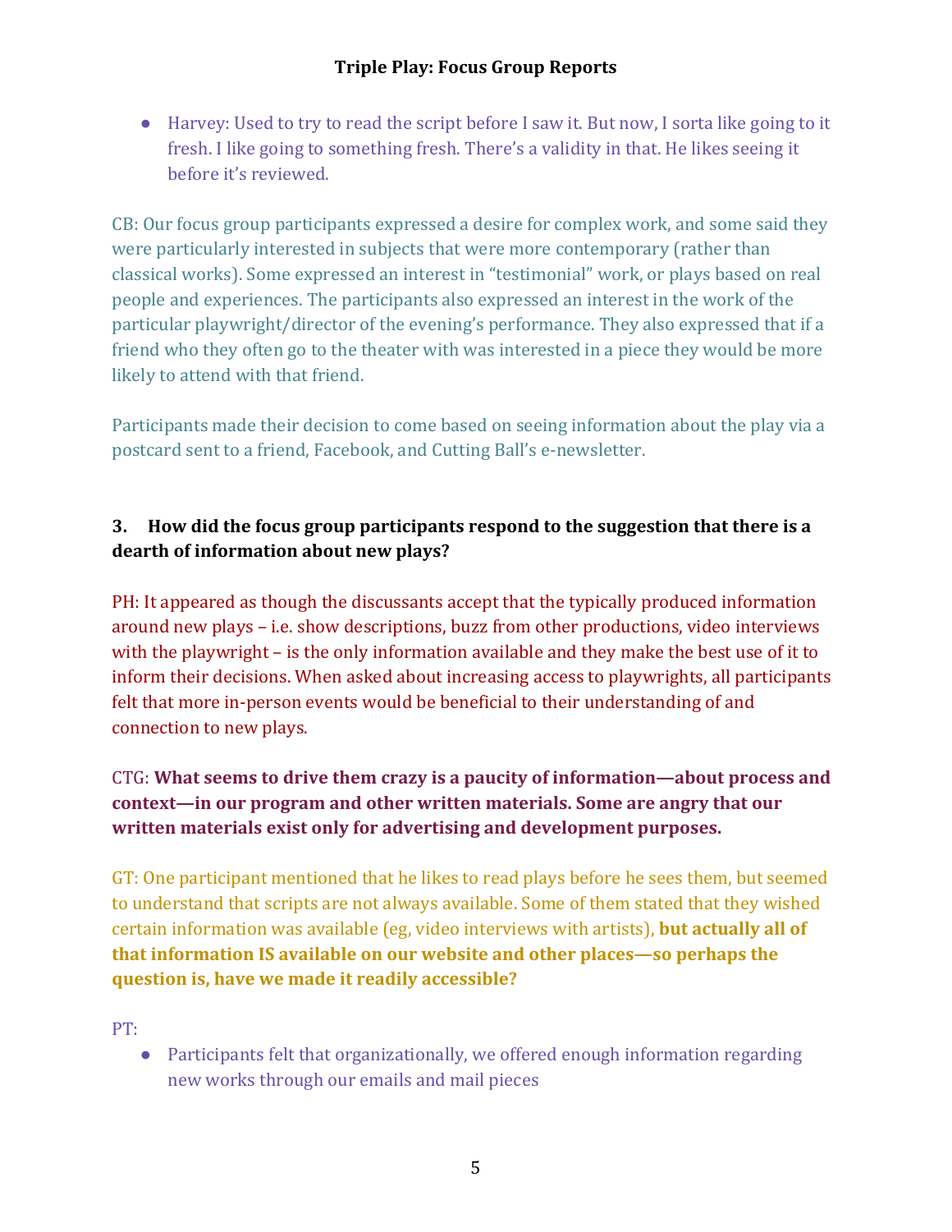- Harvey: Used to try to read the script before I saw it. But now, I sorta like going to it fresh. I like going to something fresh. There's a validity in that. He likes seeing it before it's reviewed.

CB: Our focus group participants expressed a desire for complex work, and some said they were particularly interested in subjects that were more contemporary (rather than classical works). Some expressed an interest in "testimonial" work, or plays based on real people and experiences. The participants also expressed an interest in the work of the particular playwright/director of the evening's performance. They also expressed that if a friend who they often go to the theater with was interested in a piece they would be more likely to attend with that friend.

Participants made their decision to come based on seeing information about the play via a postcard sent to a friend, Facebook, and Cutting Ball's e-newsletter.

### 3. How did the focus group participants respond to the suggestion that there is a dearth of information about new plays?

PH: It appeared as though the discussants accept that the typically produced information around new plays – i.e. show descriptions, buzz from other productions, video interviews with the playwright – is the only information available and they make the best use of it to inform their decisions. When asked about increasing access to playwrights, all participants felt that more in-person events would be beneficial to their understanding of and connection to new plays.

CTG: **What seems to drive them crazy is a paucity of information—about process and context—in our program and other written materials. Some are angry that our written materials exist only for advertising and development purposes.**

GT: One participant mentioned that he likes to read plays before he sees them, but seemed to understand that scripts are not always available. Some of them stated that they wished certain information was available (eg, video interviews with artists), **but actually all of that information IS available on our website and other places—so perhaps the question is, have we made it readily accessible?**

PT:

- Participants felt that organizationally, we offered enough information regarding new works through our emails and mail pieces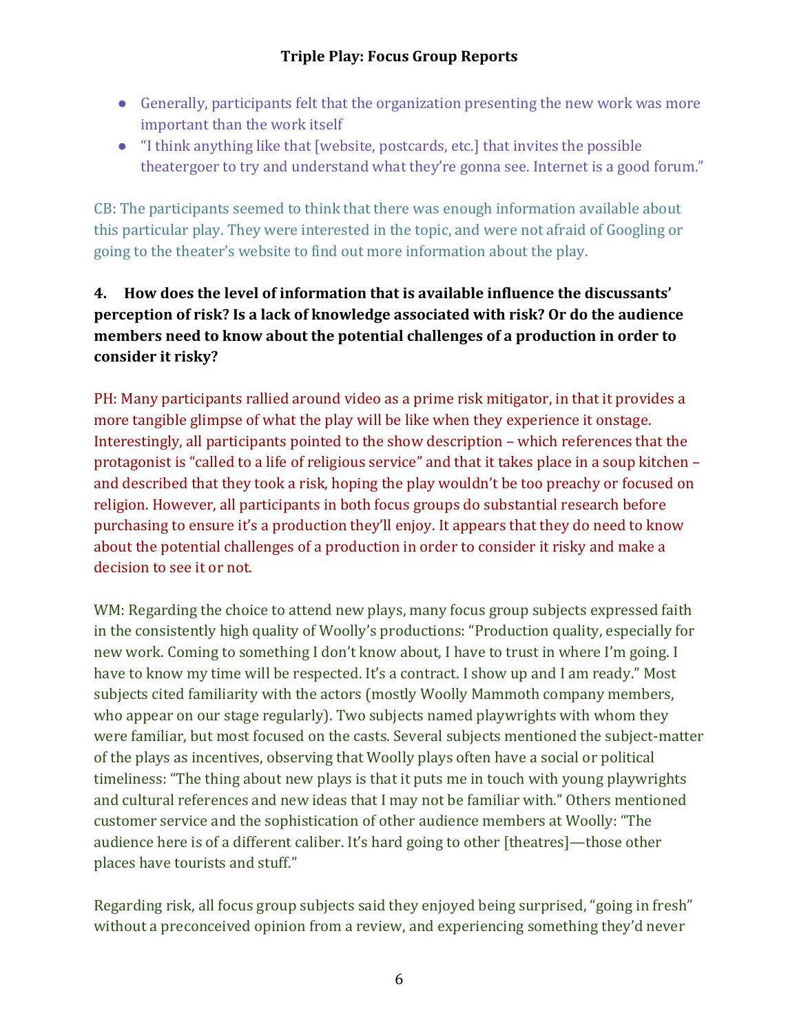- Generally, participants felt that the organization presenting the new work was more important than the work itself
- "I think anything like that [website, postcards, etc.] that invites the possible theatergoer to try and understand what they're gonna see. Internet is a good forum."

CB: The participants seemed to think that there was enough information available about this particular play. They were interested in the topic, and were not afraid of Googling or going to the theater's website to find out more information about the play.

**4. How does the level of information that is available influence the discussants' perception of risk? Is a lack of knowledge associated with risk? Or do the audience members need to know about the potential challenges of a production in order to consider it risky?**

PH: Many participants rallied around video as a prime risk mitigator, in that it provides a more tangible glimpse of what the play will be like when they experience it onstage. Interestingly, all participants pointed to the show description – which references that the protagonist is "called to a life of religious service" and that it takes place in a soup kitchen – and described that they took a risk, hoping the play wouldn't be too preachy or focused on religion. However, all participants in both focus groups do substantial research before purchasing to ensure it's a production they'll enjoy. It appears that they do need to know about the potential challenges of a production in order to consider it risky and make a decision to see it or not.

WM: Regarding the choice to attend new plays, many focus group subjects expressed faith in the consistently high quality of Woolly's productions: "Production quality, especially for new work. Coming to something I don't know about, I have to trust in where I'm going. I have to know my time will be respected. It's a contract. I show up and I am ready." Most subjects cited familiarity with the actors (mostly Woolly Mammoth company members, who appear on our stage regularly). Two subjects named playwrights with whom they were familiar, but most focused on the casts. Several subjects mentioned the subject-matter of the plays as incentives, observing that Woolly plays often have a social or political timeliness: "The thing about new plays is that it puts me in touch with young playwrights and cultural references and new ideas that I may not be familiar with." Others mentioned customer service and the sophistication of other audience members at Woolly: "The audience here is of a different caliber. It's hard going to other [theatres]—those other places have tourists and stuff."

Regarding risk, all focus group subjects said they enjoyed being surprised, "going in fresh" without a preconceived opinion from a review, and experiencing something they'd never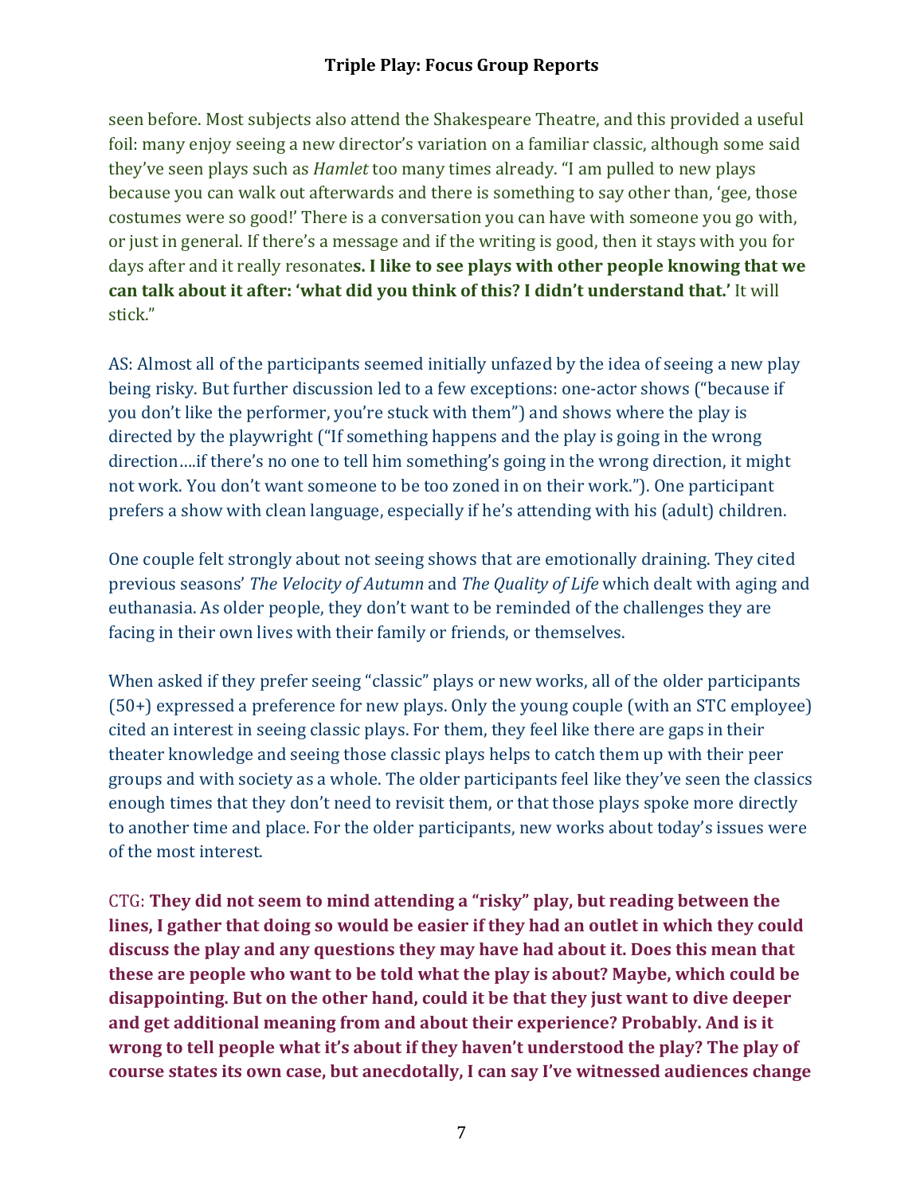seen before. Most subjects also attend the Shakespeare Theatre, and this provided a useful foil: many enjoy seeing a new director's variation on a familiar classic, although some said they've seen plays such as *Hamlet* too many times already. "I am pulled to new plays because you can walk out afterwards and there is something to say other than, 'gee, those costumes were so good!' There is a conversation you can have with someone you go with, or just in general. If there's a message and if the writing is good, then it stays with you for days after and it really resonate**s. I like to see plays with other people knowing that we can talk about it after: 'what did you think of this? I didn't understand that.'** It will stick."

AS: Almost all of the participants seemed initially unfazed by the idea of seeing a new play being risky. But further discussion led to a few exceptions: one-actor shows ("because if you don't like the performer, you're stuck with them") and shows where the play is directed by the playwright ("If something happens and the play is going in the wrong direction….if there's no one to tell him something's going in the wrong direction, it might not work. You don't want someone to be too zoned in on their work."). One participant prefers a show with clean language, especially if he's attending with his (adult) children.

One couple felt strongly about not seeing shows that are emotionally draining. They cited previous seasons' *The Velocity of Autumn* and *The Quality of Life* which dealt with aging and euthanasia. As older people, they don't want to be reminded of the challenges they are facing in their own lives with their family or friends, or themselves.

When asked if they prefer seeing "classic" plays or new works, all of the older participants (50+) expressed a preference for new plays. Only the young couple (with an STC employee) cited an interest in seeing classic plays. For them, they feel like there are gaps in their theater knowledge and seeing those classic plays helps to catch them up with their peer groups and with society as a whole. The older participants feel like they've seen the classics enough times that they don't need to revisit them, or that those plays spoke more directly to another time and place. For the older participants, new works about today's issues were of the most interest.

CTG: **They did not seem to mind attending a "risky" play, but reading between the lines, I gather that doing so would be easier if they had an outlet in which they could discuss the play and any questions they may have had about it. Does this mean that these are people who want to be told what the play is about? Maybe, which could be disappointing. But on the other hand, could it be that they just want to dive deeper and get additional meaning from and about their experience? Probably. And is it wrong to tell people what it's about if they haven't understood the play? The play of course states its own case, but anecdotally, I can say I've witnessed audiences change**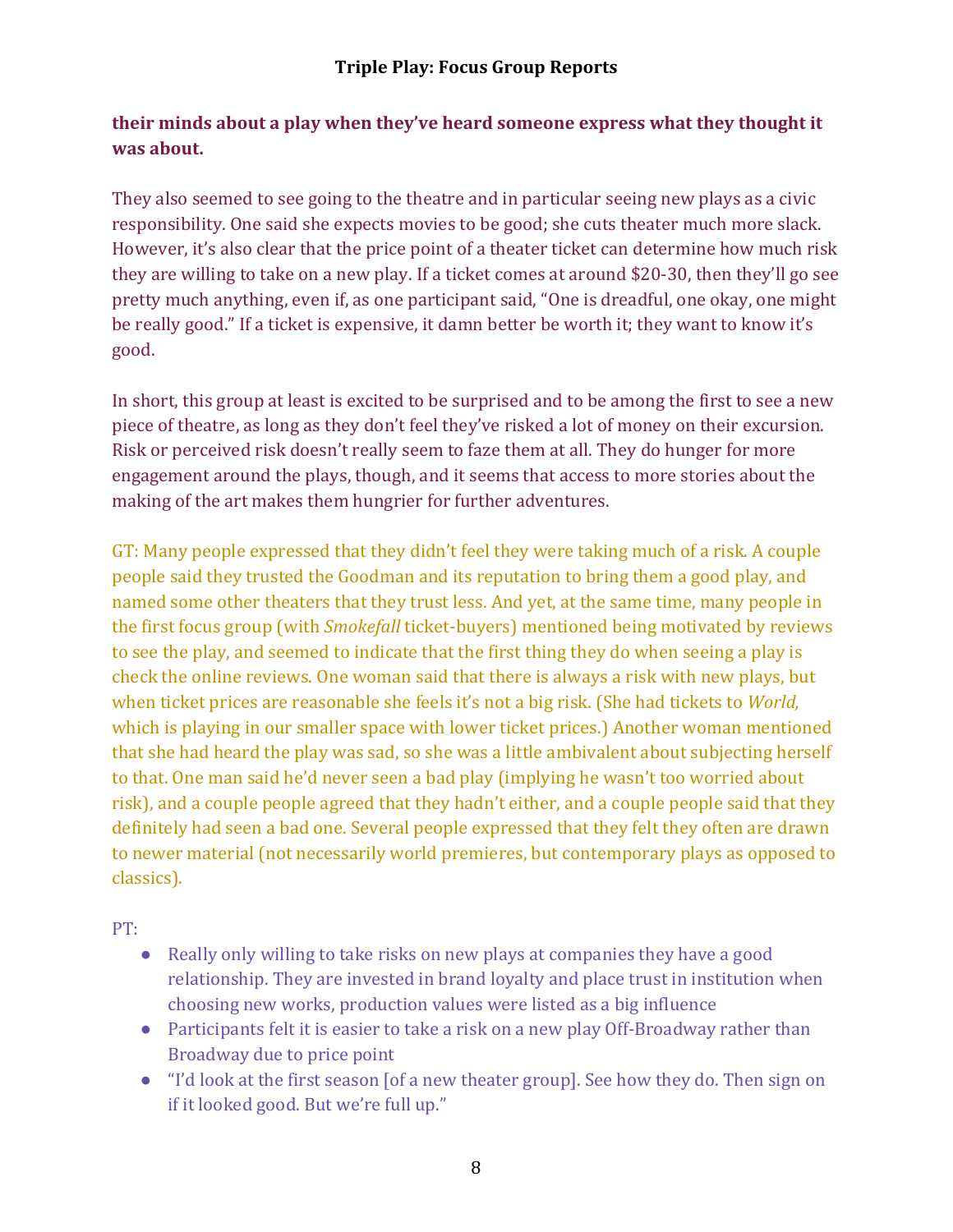**their minds about a play when they've heard someone express what they thought it was about.**

They also seemed to see going to the theatre and in particular seeing new plays as a civic responsibility. One said she expects movies to be good; she cuts theater much more slack. However, it's also clear that the price point of a theater ticket can determine how much risk they are willing to take on a new play. If a ticket comes at around $20-30, then they'll go see pretty much anything, even if, as one participant said, "One is dreadful, one okay, one might be really good." If a ticket is expensive, it damn better be worth it; they want to know it's good.

In short, this group at least is excited to be surprised and to be among the first to see a new piece of theatre, as long as they don't feel they've risked a lot of money on their excursion. Risk or perceived risk doesn't really seem to faze them at all. They do hunger for more engagement around the plays, though, and it seems that access to more stories about the making of the art makes them hungrier for further adventures.

GT: Many people expressed that they didn't feel they were taking much of a risk. A couple people said they trusted the Goodman and its reputation to bring them a good play, and named some other theaters that they trust less. And yet, at the same time, many people in the first focus group (with *Smokefall* ticket-buyers) mentioned being motivated by reviews to see the play, and seemed to indicate that the first thing they do when seeing a play is check the online reviews. One woman said that there is always a risk with new plays, but when ticket prices are reasonable she feels it's not a big risk. (She had tickets to *World,* which is playing in our smaller space with lower ticket prices.) Another woman mentioned that she had heard the play was sad, so she was a little ambivalent about subjecting herself to that. One man said he'd never seen a bad play (implying he wasn't too worried about risk), and a couple people agreed that they hadn't either, and a couple people said that they definitely had seen a bad one. Several people expressed that they felt they often are drawn to newer material (not necessarily world premieres, but contemporary plays as opposed to classics).

PT:

- Really only willing to take risks on new plays at companies they have a good relationship. They are invested in brand loyalty and place trust in institution when choosing new works, production values were listed as a big influence
- Participants felt it is easier to take a risk on a new play Off-Broadway rather than Broadway due to price point
- "I'd look at the first season [of a new theater group]. See how they do. Then sign on if it looked good. But we're full up."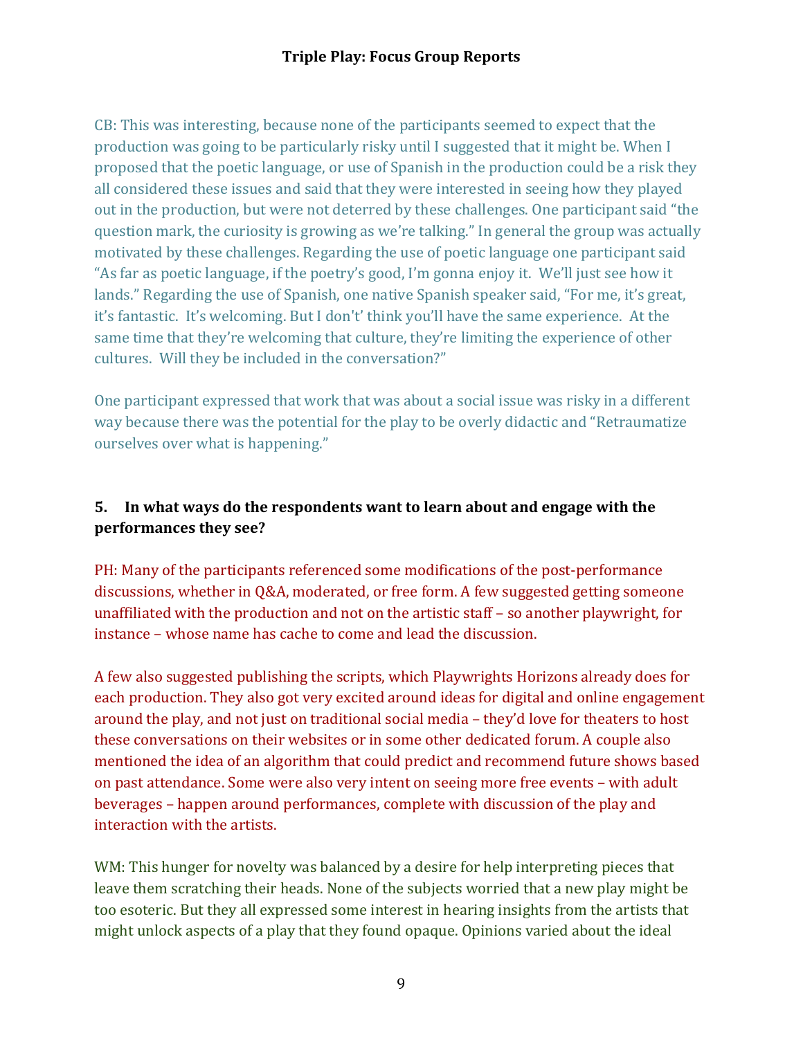CB: This was interesting, because none of the participants seemed to expect that the production was going to be particularly risky until I suggested that it might be. When I proposed that the poetic language, or use of Spanish in the production could be a risk they all considered these issues and said that they were interested in seeing how they played out in the production, but were not deterred by these challenges. One participant said "the question mark, the curiosity is growing as we're talking." In general the group was actually motivated by these challenges. Regarding the use of poetic language one participant said "As far as poetic language, if the poetry's good, I'm gonna enjoy it. We'll just see how it lands." Regarding the use of Spanish, one native Spanish speaker said, "For me, it's great, it's fantastic. It's welcoming. But I don't' think you'll have the same experience. At the same time that they're welcoming that culture, they're limiting the experience of other cultures. Will they be included in the conversation?"

One participant expressed that work that was about a social issue was risky in a different way because there was the potential for the play to be overly didactic and "Retraumatize ourselves over what is happening."

**5. In what ways do the respondents want to learn about and engage with the performances they see?**

PH: Many of the participants referenced some modifications of the post-performance discussions, whether in Q&A, moderated, or free form. A few suggested getting someone unaffiliated with the production and not on the artistic staff – so another playwright, for instance – whose name has cache to come and lead the discussion.

A few also suggested publishing the scripts, which Playwrights Horizons already does for each production. They also got very excited around ideas for digital and online engagement around the play, and not just on traditional social media – they'd love for theaters to host these conversations on their websites or in some other dedicated forum. A couple also mentioned the idea of an algorithm that could predict and recommend future shows based on past attendance. Some were also very intent on seeing more free events – with adult beverages – happen around performances, complete with discussion of the play and interaction with the artists.

WM: This hunger for novelty was balanced by a desire for help interpreting pieces that leave them scratching their heads. None of the subjects worried that a new play might be too esoteric. But they all expressed some interest in hearing insights from the artists that might unlock aspects of a play that they found opaque. Opinions varied about the ideal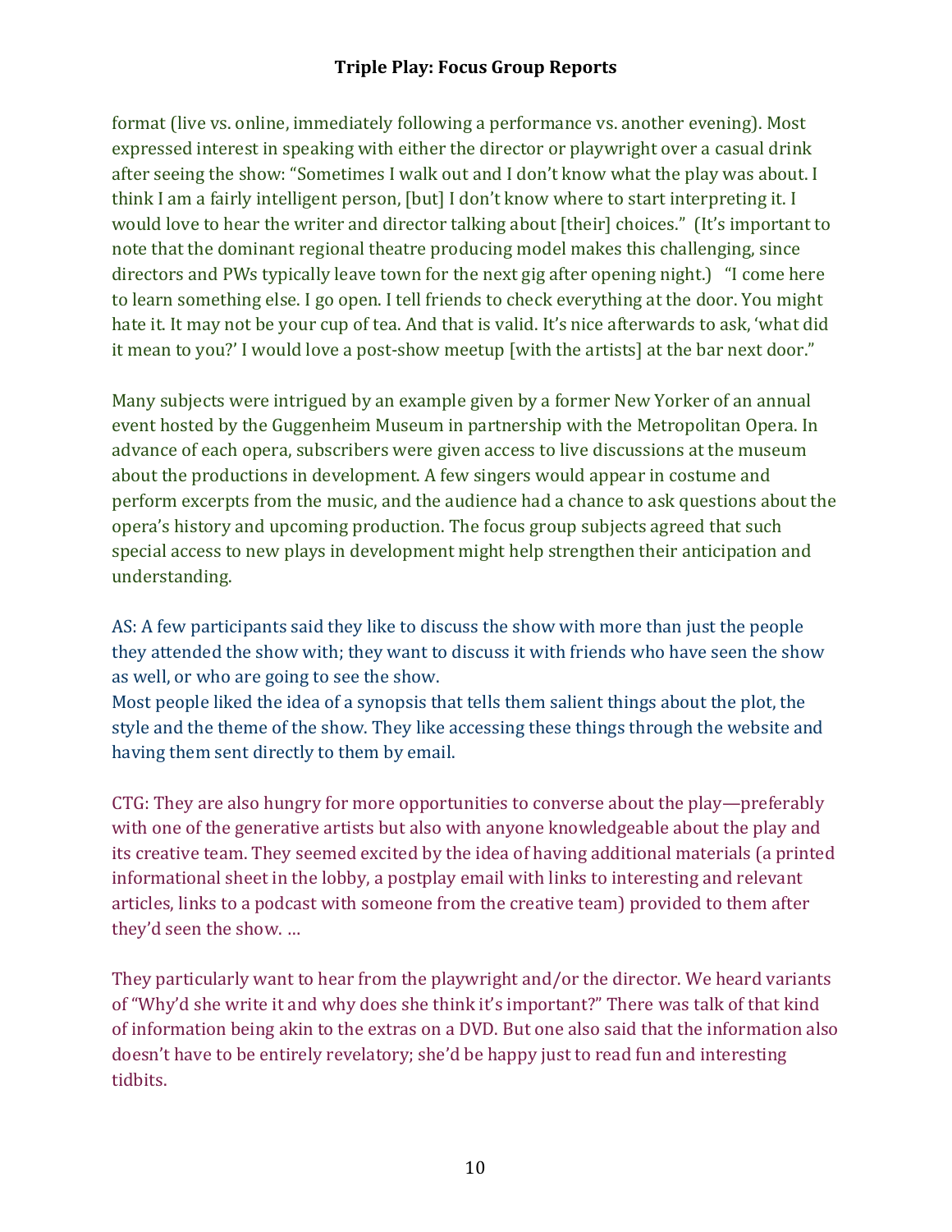format (live vs. online, immediately following a performance vs. another evening). Most expressed interest in speaking with either the director or playwright over a casual drink after seeing the show: "Sometimes I walk out and I don't know what the play was about. I think I am a fairly intelligent person, [but] I don't know where to start interpreting it. I would love to hear the writer and director talking about [their] choices." (It's important to note that the dominant regional theatre producing model makes this challenging, since directors and PWs typically leave town for the next gig after opening night.) "I come here to learn something else. I go open. I tell friends to check everything at the door. You might hate it. It may not be your cup of tea. And that is valid. It's nice afterwards to ask, 'what did it mean to you?' I would love a post-show meetup [with the artists] at the bar next door."

Many subjects were intrigued by an example given by a former New Yorker of an annual event hosted by the Guggenheim Museum in partnership with the Metropolitan Opera. In advance of each opera, subscribers were given access to live discussions at the museum about the productions in development. A few singers would appear in costume and perform excerpts from the music, and the audience had a chance to ask questions about the opera's history and upcoming production. The focus group subjects agreed that such special access to new plays in development might help strengthen their anticipation and understanding.

AS: A few participants said they like to discuss the show with more than just the people they attended the show with; they want to discuss it with friends who have seen the show as well, or who are going to see the show.
Most people liked the idea of a synopsis that tells them salient things about the plot, the style and the theme of the show. They like accessing these things through the website and having them sent directly to them by email.

CTG: They are also hungry for more opportunities to converse about the play—preferably with one of the generative artists but also with anyone knowledgeable about the play and its creative team. They seemed excited by the idea of having additional materials (a printed informational sheet in the lobby, a postplay email with links to interesting and relevant articles, links to a podcast with someone from the creative team) provided to them after they'd seen the show. …

They particularly want to hear from the playwright and/or the director. We heard variants of "Why'd she write it and why does she think it's important?" There was talk of that kind of information being akin to the extras on a DVD. But one also said that the information also doesn't have to be entirely revelatory; she'd be happy just to read fun and interesting tidbits.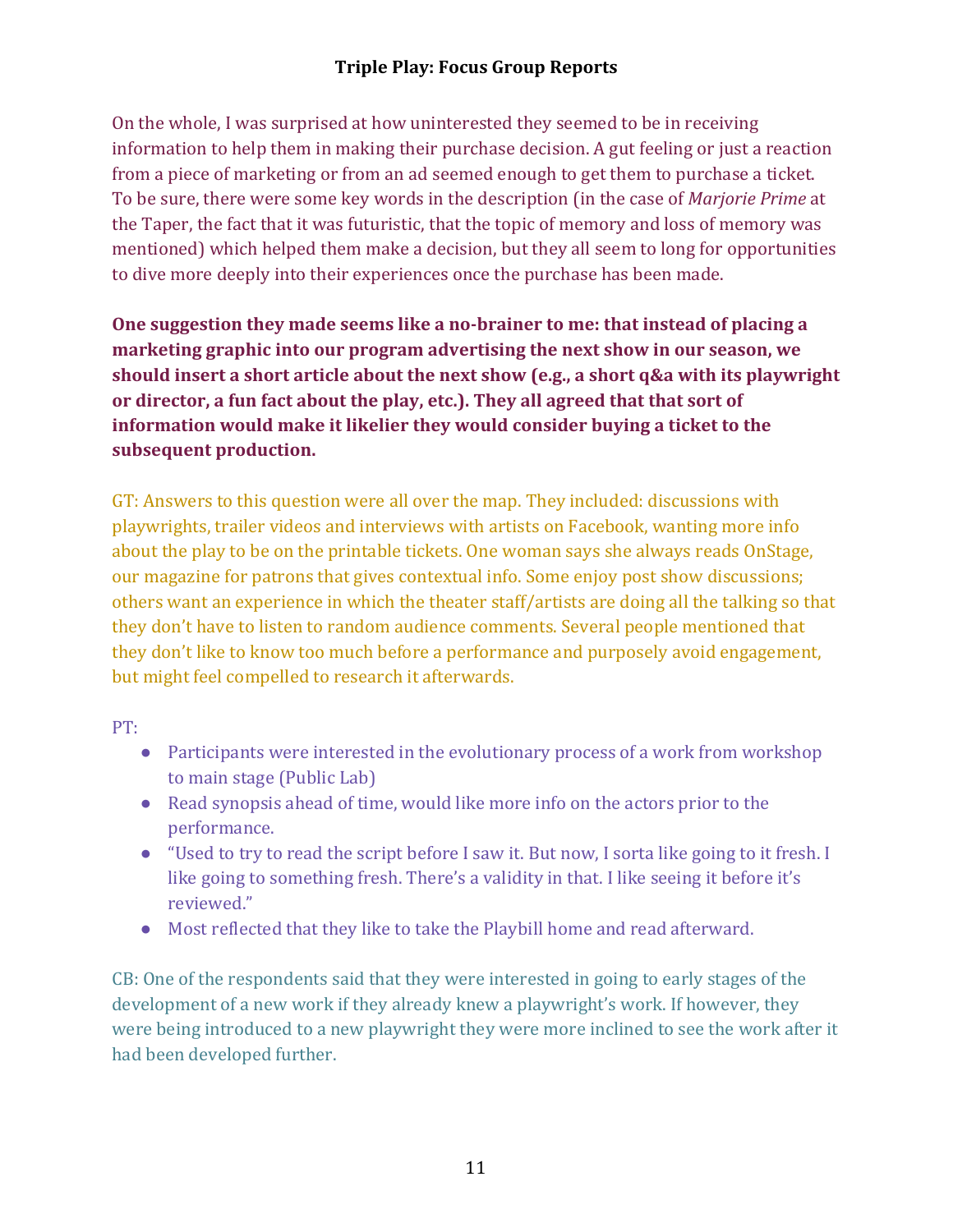On the whole, I was surprised at how uninterested they seemed to be in receiving information to help them in making their purchase decision. A gut feeling or just a reaction from a piece of marketing or from an ad seemed enough to get them to purchase a ticket. To be sure, there were some key words in the description (in the case of *Marjorie Prime* at the Taper, the fact that it was futuristic, that the topic of memory and loss of memory was mentioned) which helped them make a decision, but they all seem to long for opportunities to dive more deeply into their experiences once the purchase has been made.

**One suggestion they made seems like a no-brainer to me: that instead of placing a marketing graphic into our program advertising the next show in our season, we should insert a short article about the next show (e.g., a short q&a with its playwright or director, a fun fact about the play, etc.). They all agreed that that sort of information would make it likelier they would consider buying a ticket to the subsequent production.**

GT: Answers to this question were all over the map. They included: discussions with playwrights, trailer videos and interviews with artists on Facebook, wanting more info about the play to be on the printable tickets. One woman says she always reads OnStage, our magazine for patrons that gives contextual info. Some enjoy post show discussions; others want an experience in which the theater staff/artists are doing all the talking so that they don't have to listen to random audience comments. Several people mentioned that they don't like to know too much before a performance and purposely avoid engagement, but might feel compelled to research it afterwards.

PT:

- Participants were interested in the evolutionary process of a work from workshop to main stage (Public Lab)
- Read synopsis ahead of time, would like more info on the actors prior to the performance.
- "Used to try to read the script before I saw it. But now, I sorta like going to it fresh. I like going to something fresh. There's a validity in that. I like seeing it before it's reviewed."
- Most reflected that they like to take the Playbill home and read afterward.

CB: One of the respondents said that they were interested in going to early stages of the development of a new work if they already knew a playwright's work. If however, they were being introduced to a new playwright they were more inclined to see the work after it had been developed further.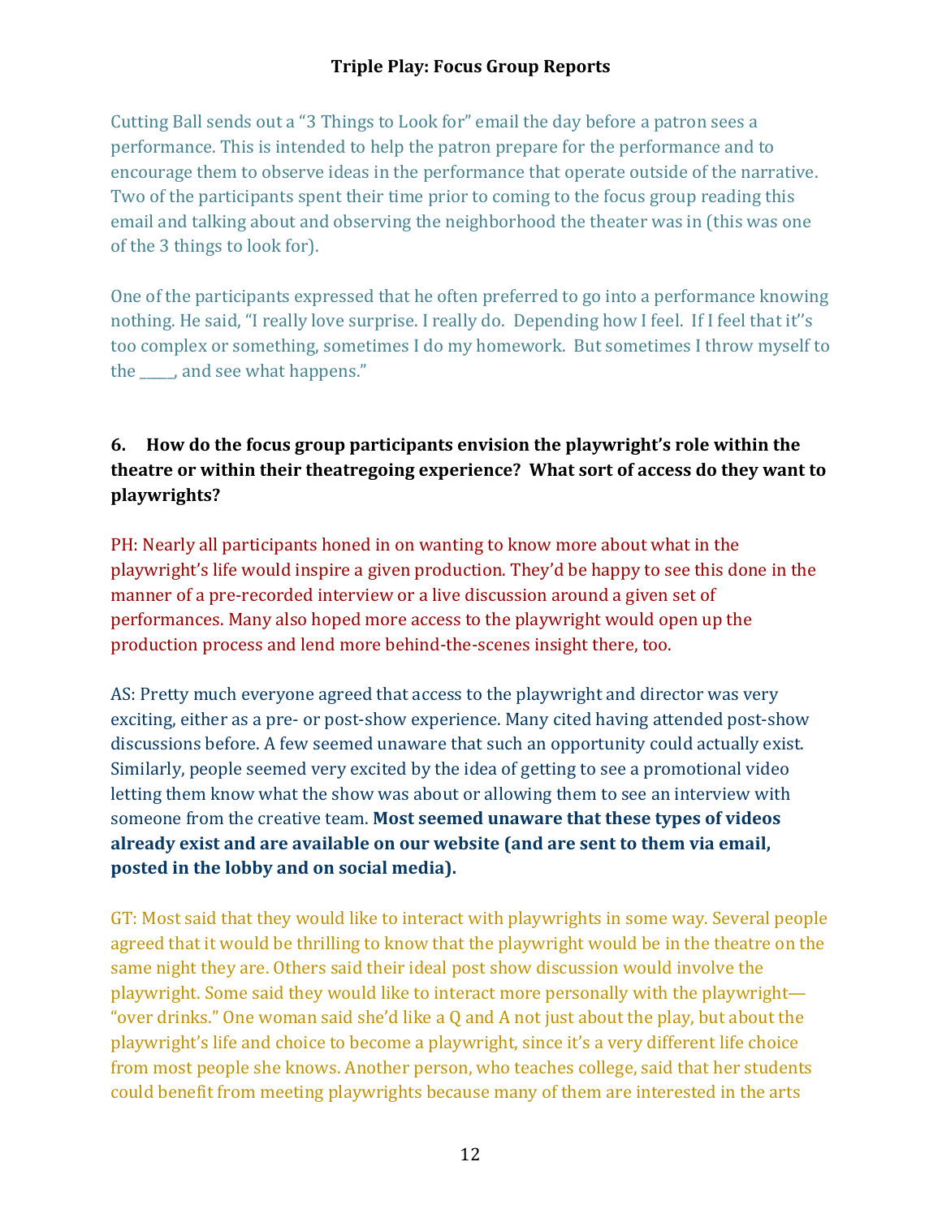Cutting Ball sends out a "3 Things to Look for" email the day before a patron sees a performance. This is intended to help the patron prepare for the performance and to encourage them to observe ideas in the performance that operate outside of the narrative. Two of the participants spent their time prior to coming to the focus group reading this email and talking about and observing the neighborhood the theater was in (this was one of the 3 things to look for).

One of the participants expressed that he often preferred to go into a performance knowing nothing. He said, "I really love surprise. I really do. Depending how I feel. If I feel that it''s too complex or something, sometimes I do my homework. But sometimes I throw myself to the _____, and see what happens."

### 6. How do the focus group participants envision the playwright's role within the theatre or within their theatregoing experience? What sort of access do they want to playwrights?

PH: Nearly all participants honed in on wanting to know more about what in the playwright's life would inspire a given production. They'd be happy to see this done in the manner of a pre-recorded interview or a live discussion around a given set of performances. Many also hoped more access to the playwright would open up the production process and lend more behind-the-scenes insight there, too.

AS: Pretty much everyone agreed that access to the playwright and director was very exciting, either as a pre- or post-show experience. Many cited having attended post-show discussions before. A few seemed unaware that such an opportunity could actually exist. Similarly, people seemed very excited by the idea of getting to see a promotional video letting them know what the show was about or allowing them to see an interview with someone from the creative team. **Most seemed unaware that these types of videos already exist and are available on our website (and are sent to them via email, posted in the lobby and on social media).**

GT: Most said that they would like to interact with playwrights in some way. Several people agreed that it would be thrilling to know that the playwright would be in the theatre on the same night they are. Others said their ideal post show discussion would involve the playwright. Some said they would like to interact more personally with the playwright—"over drinks." One woman said she'd like a Q and A not just about the play, but about the playwright's life and choice to become a playwright, since it's a very different life choice from most people she knows. Another person, who teaches college, said that her students could benefit from meeting playwrights because many of them are interested in the arts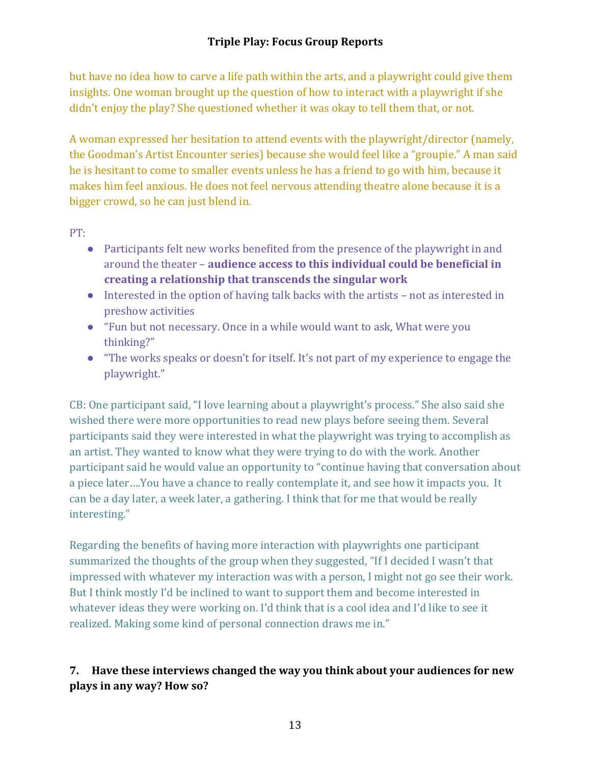but have no idea how to carve a life path within the arts, and a playwright could give them insights. One woman brought up the question of how to interact with a playwright if she didn't enjoy the play? She questioned whether it was okay to tell them that, or not.

A woman expressed her hesitation to attend events with the playwright/director (namely, the Goodman's Artist Encounter series) because she would feel like a "groupie." A man said he is hesitant to come to smaller events unless he has a friend to go with him, because it makes him feel anxious. He does not feel nervous attending theatre alone because it is a bigger crowd, so he can just blend in.

PT:

- Participants felt new works benefited from the presence of the playwright in and around the theater – **audience access to this individual could be beneficial in creating a relationship that transcends the singular work**
- Interested in the option of having talk backs with the artists – not as interested in preshow activities
- "Fun but not necessary. Once in a while would want to ask, What were you thinking?"
- "The works speaks or doesn't for itself. It's not part of my experience to engage the playwright."

CB: One participant said, "I love learning about a playwright's process." She also said she wished there were more opportunities to read new plays before seeing them. Several participants said they were interested in what the playwright was trying to accomplish as an artist. They wanted to know what they were trying to do with the work. Another participant said he would value an opportunity to "continue having that conversation about a piece later….You have a chance to really contemplate it, and see how it impacts you. It can be a day later, a week later, a gathering. I think that for me that would be really interesting."

Regarding the benefits of having more interaction with playwrights one participant summarized the thoughts of the group when they suggested, "If I decided I wasn't that impressed with whatever my interaction was with a person, I might not go see their work. But I think mostly I'd be inclined to want to support them and become interested in whatever ideas they were working on. I'd think that is a cool idea and I'd like to see it realized. Making some kind of personal connection draws me in."

**7. Have these interviews changed the way you think about your audiences for new plays in any way? How so?**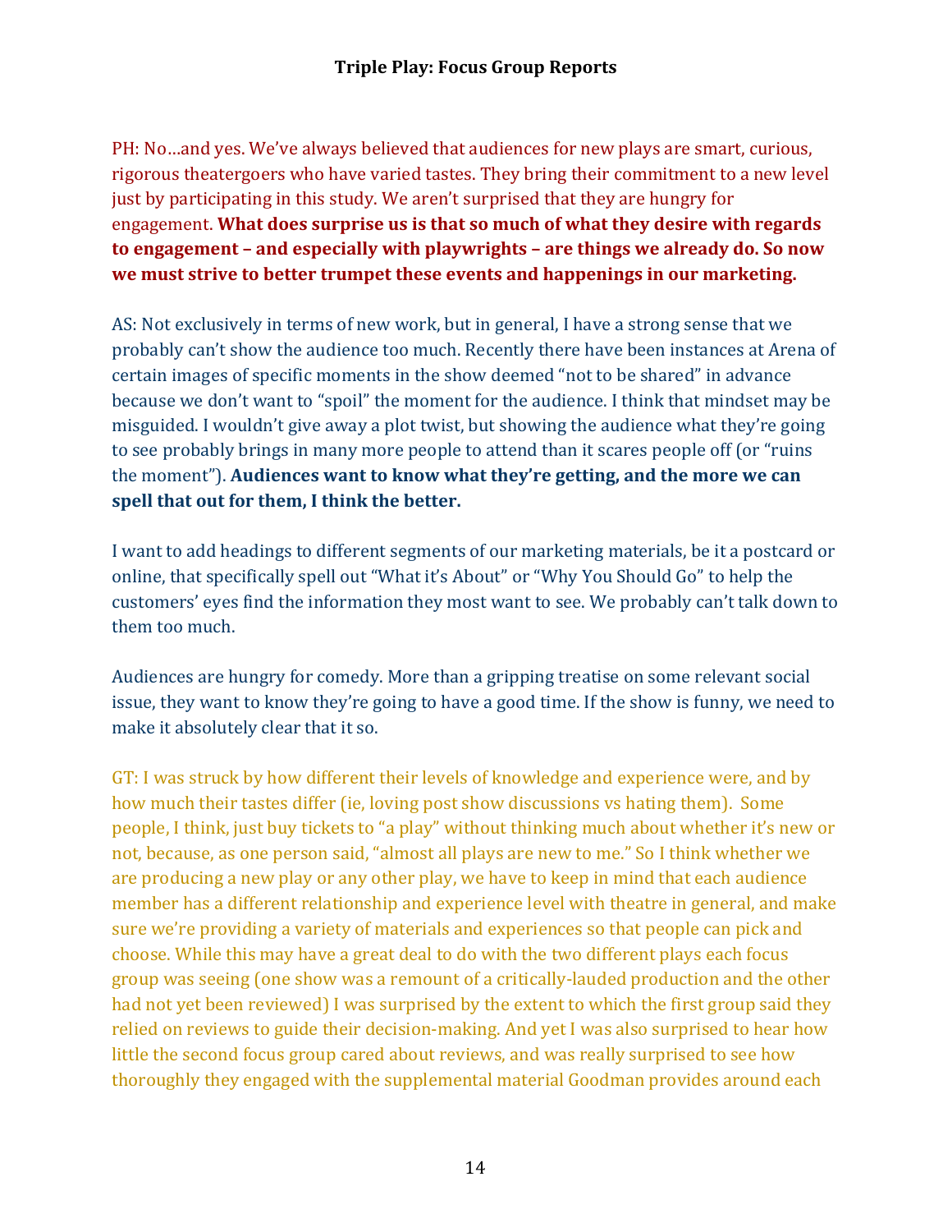PH: No…and yes. We've always believed that audiences for new plays are smart, curious, rigorous theatergoers who have varied tastes. They bring their commitment to a new level just by participating in this study. We aren't surprised that they are hungry for engagement. **What does surprise us is that so much of what they desire with regards to engagement – and especially with playwrights – are things we already do. So now we must strive to better trumpet these events and happenings in our marketing.**

AS: Not exclusively in terms of new work, but in general, I have a strong sense that we probably can't show the audience too much. Recently there have been instances at Arena of certain images of specific moments in the show deemed "not to be shared" in advance because we don't want to "spoil" the moment for the audience. I think that mindset may be misguided. I wouldn't give away a plot twist, but showing the audience what they're going to see probably brings in many more people to attend than it scares people off (or "ruins the moment"). **Audiences want to know what they're getting, and the more we can spell that out for them, I think the better.**

I want to add headings to different segments of our marketing materials, be it a postcard or online, that specifically spell out "What it's About" or "Why You Should Go" to help the customers' eyes find the information they most want to see. We probably can't talk down to them too much.

Audiences are hungry for comedy. More than a gripping treatise on some relevant social issue, they want to know they're going to have a good time. If the show is funny, we need to make it absolutely clear that it so.

GT: I was struck by how different their levels of knowledge and experience were, and by how much their tastes differ (ie, loving post show discussions vs hating them). Some people, I think, just buy tickets to "a play" without thinking much about whether it's new or not, because, as one person said, "almost all plays are new to me." So I think whether we are producing a new play or any other play, we have to keep in mind that each audience member has a different relationship and experience level with theatre in general, and make sure we're providing a variety of materials and experiences so that people can pick and choose. While this may have a great deal to do with the two different plays each focus group was seeing (one show was a remount of a critically-lauded production and the other had not yet been reviewed) I was surprised by the extent to which the first group said they relied on reviews to guide their decision-making. And yet I was also surprised to hear how little the second focus group cared about reviews, and was really surprised to see how thoroughly they engaged with the supplemental material Goodman provides around each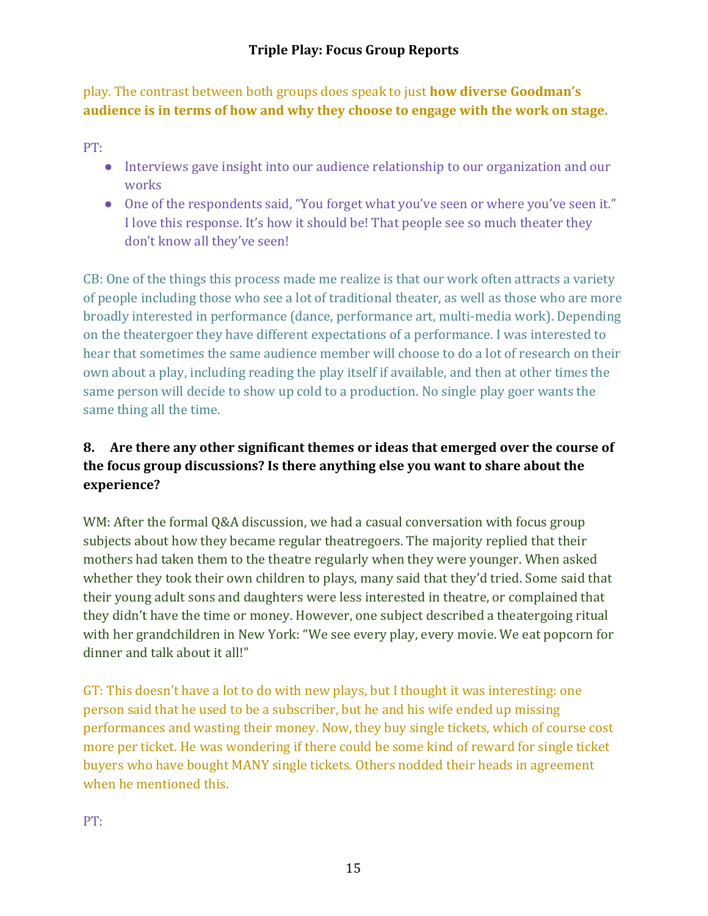play. The contrast between both groups does speak to just **how diverse Goodman's audience is in terms of how and why they choose to engage with the work on stage.**

PT:

- Interviews gave insight into our audience relationship to our organization and our works
- One of the respondents said, "You forget what you've seen or where you've seen it." I love this response. It's how it should be! That people see so much theater they don't know all they've seen!

CB: One of the things this process made me realize is that our work often attracts a variety of people including those who see a lot of traditional theater, as well as those who are more broadly interested in performance (dance, performance art, multi-media work). Depending on the theatergoer they have different expectations of a performance. I was interested to hear that sometimes the same audience member will choose to do a lot of research on their own about a play, including reading the play itself if available, and then at other times the same person will decide to show up cold to a production. No single play goer wants the same thing all the time.

**8. Are there any other significant themes or ideas that emerged over the course of the focus group discussions? Is there anything else you want to share about the experience?**

WM: After the formal Q&A discussion, we had a casual conversation with focus group subjects about how they became regular theatregoers. The majority replied that their mothers had taken them to the theatre regularly when they were younger. When asked whether they took their own children to plays, many said that they'd tried. Some said that their young adult sons and daughters were less interested in theatre, or complained that they didn't have the time or money. However, one subject described a theatergoing ritual with her grandchildren in New York: "We see every play, every movie. We eat popcorn for dinner and talk about it all!"

GT: This doesn't have a lot to do with new plays, but I thought it was interesting: one person said that he used to be a subscriber, but he and his wife ended up missing performances and wasting their money. Now, they buy single tickets, which of course cost more per ticket. He was wondering if there could be some kind of reward for single ticket buyers who have bought MANY single tickets. Others nodded their heads in agreement when he mentioned this.

PT: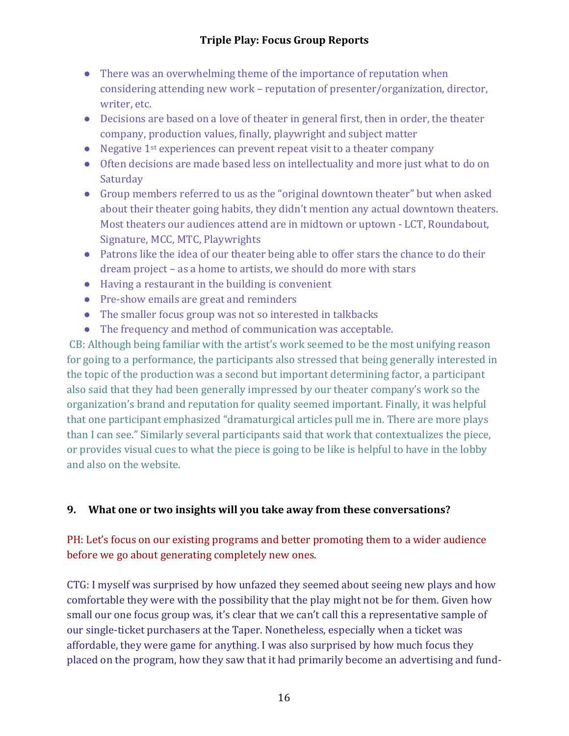- There was an overwhelming theme of the importance of reputation when considering attending new work – reputation of presenter/organization, director, writer, etc.
- Decisions are based on a love of theater in general first, then in order, the theater company, production values, finally, playwright and subject matter
- Negative 1st experiences can prevent repeat visit to a theater company
- Often decisions are made based less on intellectuality and more just what to do on Saturday
- Group members referred to us as the "original downtown theater" but when asked about their theater going habits, they didn't mention any actual downtown theaters. Most theaters our audiences attend are in midtown or uptown - LCT, Roundabout, Signature, MCC, MTC, Playwrights
- Patrons like the idea of our theater being able to offer stars the chance to do their dream project – as a home to artists, we should do more with stars
- Having a restaurant in the building is convenient
- Pre-show emails are great and reminders
- The smaller focus group was not so interested in talkbacks
- The frequency and method of communication was acceptable.

CB: Although being familiar with the artist's work seemed to be the most unifying reason for going to a performance, the participants also stressed that being generally interested in the topic of the production was a second but important determining factor, a participant also said that they had been generally impressed by our theater company's work so the organization's brand and reputation for quality seemed important. Finally, it was helpful that one participant emphasized "dramaturgical articles pull me in. There are more plays than I can see." Similarly several participants said that work that contextualizes the piece, or provides visual cues to what the piece is going to be like is helpful to have in the lobby and also on the website.

### 9. What one or two insights will you take away from these conversations?

PH: Let's focus on our existing programs and better promoting them to a wider audience before we go about generating completely new ones.

CTG: I myself was surprised by how unfazed they seemed about seeing new plays and how comfortable they were with the possibility that the play might not be for them. Given how small our one focus group was, it's clear that we can't call this a representative sample of our single-ticket purchasers at the Taper. Nonetheless, especially when a ticket was affordable, they were game for anything. I was also surprised by how much focus they placed on the program, how they saw that it had primarily become an advertising and fund-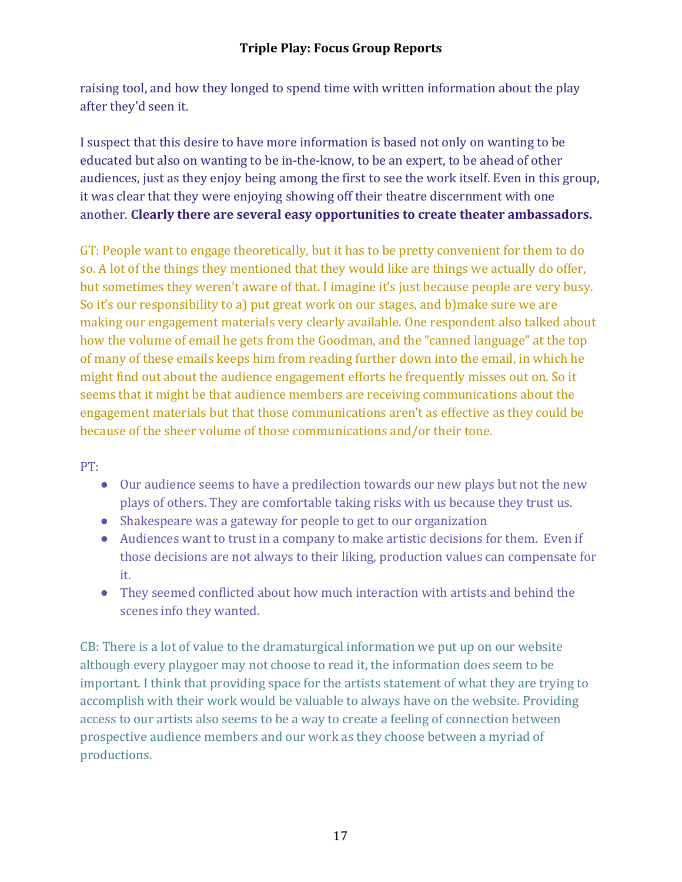raising tool, and how they longed to spend time with written information about the play after they'd seen it.

I suspect that this desire to have more information is based not only on wanting to be educated but also on wanting to be in-the-know, to be an expert, to be ahead of other audiences, just as they enjoy being among the first to see the work itself. Even in this group, it was clear that they were enjoying showing off their theatre discernment with one another. **Clearly there are several easy opportunities to create theater ambassadors.**

GT: People want to engage theoretically, but it has to be pretty convenient for them to do so. A lot of the things they mentioned that they would like are things we actually do offer, but sometimes they weren't aware of that. I imagine it's just because people are very busy. So it's our responsibility to a) put great work on our stages, and b)make sure we are making our engagement materials very clearly available. One respondent also talked about how the volume of email he gets from the Goodman, and the "canned language" at the top of many of these emails keeps him from reading further down into the email, in which he might find out about the audience engagement efforts he frequently misses out on. So it seems that it might be that audience members are receiving communications about the engagement materials but that those communications aren't as effective as they could be because of the sheer volume of those communications and/or their tone.

PT:

- Our audience seems to have a predilection towards our new plays but not the new plays of others. They are comfortable taking risks with us because they trust us.
- Shakespeare was a gateway for people to get to our organization
- Audiences want to trust in a company to make artistic decisions for them. Even if those decisions are not always to their liking, production values can compensate for it.
- They seemed conflicted about how much interaction with artists and behind the scenes info they wanted.

CB: There is a lot of value to the dramaturgical information we put up on our website although every playgoer may not choose to read it, the information does seem to be important. I think that providing space for the artists statement of what they are trying to accomplish with their work would be valuable to always have on the website. Providing access to our artists also seems to be a way to create a feeling of connection between prospective audience members and our work as they choose between a myriad of productions.